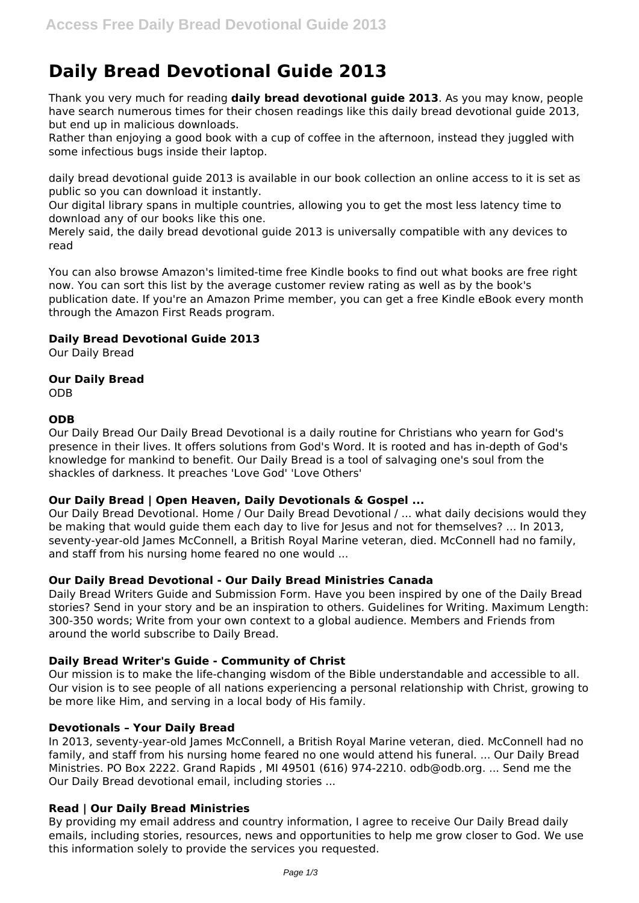# Daily Bread Devotional Guide 2013

Thank you very much for reading **daily bread devotional guide 2013**. As you may know, people have search numerous times for their chosen readings like this daily bread devotional guide 2013, but end up in malicious downloads.
Rather than enjoying a good book with a cup of coffee in the afternoon, instead they juggled with some infectious bugs inside their laptop.

daily bread devotional guide 2013 is available in our book collection an online access to it is set as public so you can download it instantly.
Our digital library spans in multiple countries, allowing you to get the most less latency time to download any of our books like this one.
Merely said, the daily bread devotional guide 2013 is universally compatible with any devices to read

You can also browse Amazon's limited-time free Kindle books to find out what books are free right now. You can sort this list by the average customer review rating as well as by the book's publication date. If you're an Amazon Prime member, you can get a free Kindle eBook every month through the Amazon First Reads program.

### Daily Bread Devotional Guide 2013

Our Daily Bread

### Our Daily Bread

ODB

### ODB

Our Daily Bread Our Daily Bread Devotional is a daily routine for Christians who yearn for God's presence in their lives. It offers solutions from God's Word. It is rooted and has in-depth of God's knowledge for mankind to benefit. Our Daily Bread is a tool of salvaging one's soul from the shackles of darkness. It preaches 'Love God' 'Love Others'

### Our Daily Bread | Open Heaven, Daily Devotionals & Gospel ...

Our Daily Bread Devotional. Home / Our Daily Bread Devotional / ... what daily decisions would they be making that would guide them each day to live for Jesus and not for themselves? ... In 2013, seventy-year-old James McConnell, a British Royal Marine veteran, died. McConnell had no family, and staff from his nursing home feared no one would ...

### Our Daily Bread Devotional - Our Daily Bread Ministries Canada

Daily Bread Writers Guide and Submission Form. Have you been inspired by one of the Daily Bread stories? Send in your story and be an inspiration to others. Guidelines for Writing. Maximum Length: 300-350 words; Write from your own context to a global audience. Members and Friends from around the world subscribe to Daily Bread.

### Daily Bread Writer's Guide - Community of Christ

Our mission is to make the life-changing wisdom of the Bible understandable and accessible to all. Our vision is to see people of all nations experiencing a personal relationship with Christ, growing to be more like Him, and serving in a local body of His family.

### Devotionals – Your Daily Bread

In 2013, seventy-year-old James McConnell, a British Royal Marine veteran, died. McConnell had no family, and staff from his nursing home feared no one would attend his funeral. ... Our Daily Bread Ministries. PO Box 2222. Grand Rapids , MI 49501 (616) 974-2210. odb@odb.org. ... Send me the Our Daily Bread devotional email, including stories ...

### Read | Our Daily Bread Ministries

By providing my email address and country information, I agree to receive Our Daily Bread daily emails, including stories, resources, news and opportunities to help me grow closer to God. We use this information solely to provide the services you requested.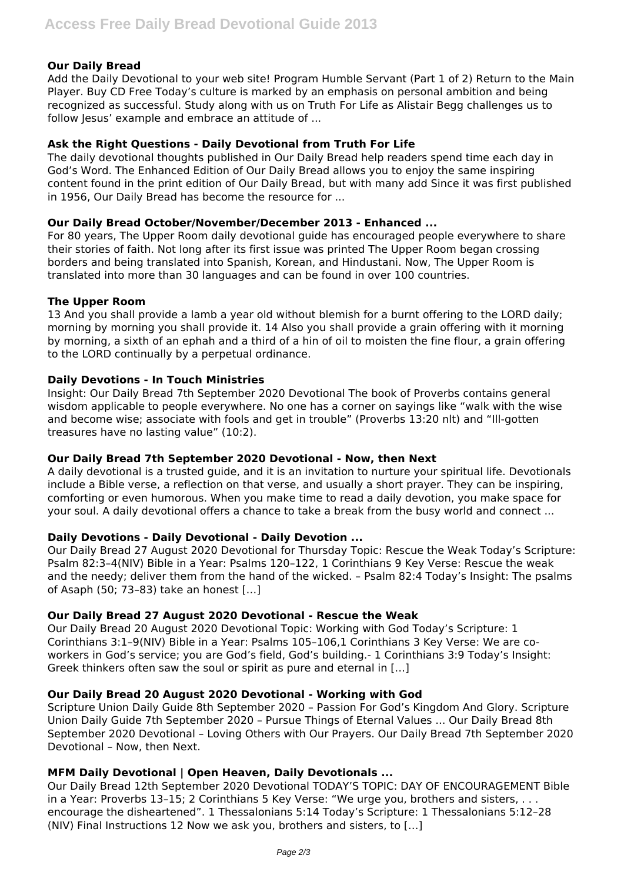### Our Daily Bread

Add the Daily Devotional to your web site! Program Humble Servant (Part 1 of 2) Return to the Main Player. Buy CD Free Today's culture is marked by an emphasis on personal ambition and being recognized as successful. Study along with us on Truth For Life as Alistair Begg challenges us to follow Jesus' example and embrace an attitude of ...

### Ask the Right Questions - Daily Devotional from Truth For Life

The daily devotional thoughts published in Our Daily Bread help readers spend time each day in God's Word. The Enhanced Edition of Our Daily Bread allows you to enjoy the same inspiring content found in the print edition of Our Daily Bread, but with many add Since it was first published in 1956, Our Daily Bread has become the resource for ...

### Our Daily Bread October/November/December 2013 - Enhanced ...

For 80 years, The Upper Room daily devotional guide has encouraged people everywhere to share their stories of faith. Not long after its first issue was printed The Upper Room began crossing borders and being translated into Spanish, Korean, and Hindustani. Now, The Upper Room is translated into more than 30 languages and can be found in over 100 countries.

### The Upper Room

13 And you shall provide a lamb a year old without blemish for a burnt offering to the LORD daily; morning by morning you shall provide it. 14 Also you shall provide a grain offering with it morning by morning, a sixth of an ephah and a third of a hin of oil to moisten the fine flour, a grain offering to the LORD continually by a perpetual ordinance.

### Daily Devotions - In Touch Ministries

Insight: Our Daily Bread 7th September 2020 Devotional The book of Proverbs contains general wisdom applicable to people everywhere. No one has a corner on sayings like "walk with the wise and become wise; associate with fools and get in trouble" (Proverbs 13:20 nlt) and "Ill-gotten treasures have no lasting value" (10:2).

### Our Daily Bread 7th September 2020 Devotional - Now, then Next

A daily devotional is a trusted guide, and it is an invitation to nurture your spiritual life. Devotionals include a Bible verse, a reflection on that verse, and usually a short prayer. They can be inspiring, comforting or even humorous. When you make time to read a daily devotion, you make space for your soul. A daily devotional offers a chance to take a break from the busy world and connect ...

### Daily Devotions - Daily Devotional - Daily Devotion ...

Our Daily Bread 27 August 2020 Devotional for Thursday Topic: Rescue the Weak Today's Scripture: Psalm 82:3–4(NIV) Bible in a Year: Psalms 120–122, 1 Corinthians 9 Key Verse: Rescue the weak and the needy; deliver them from the hand of the wicked. – Psalm 82:4 Today's Insight: The psalms of Asaph (50; 73–83) take an honest […]

### Our Daily Bread 27 August 2020 Devotional - Rescue the Weak

Our Daily Bread 20 August 2020 Devotional Topic: Working with God Today's Scripture: 1 Corinthians 3:1–9(NIV) Bible in a Year: Psalms 105–106,1 Corinthians 3 Key Verse: We are co-workers in God's service; you are God's field, God's building.- 1 Corinthians 3:9 Today's Insight: Greek thinkers often saw the soul or spirit as pure and eternal in […]

### Our Daily Bread 20 August 2020 Devotional - Working with God

Scripture Union Daily Guide 8th September 2020 – Passion For God's Kingdom And Glory. Scripture Union Daily Guide 7th September 2020 – Pursue Things of Eternal Values ... Our Daily Bread 8th September 2020 Devotional – Loving Others with Our Prayers. Our Daily Bread 7th September 2020 Devotional – Now, then Next.

### MFM Daily Devotional | Open Heaven, Daily Devotionals ...

Our Daily Bread 12th September 2020 Devotional TODAY'S TOPIC: DAY OF ENCOURAGEMENT Bible in a Year: Proverbs 13–15; 2 Corinthians 5 Key Verse: "We urge you, brothers and sisters, . . . encourage the disheartened". 1 Thessalonians 5:14 Today's Scripture: 1 Thessalonians 5:12–28 (NIV) Final Instructions 12 Now we ask you, brothers and sisters, to […]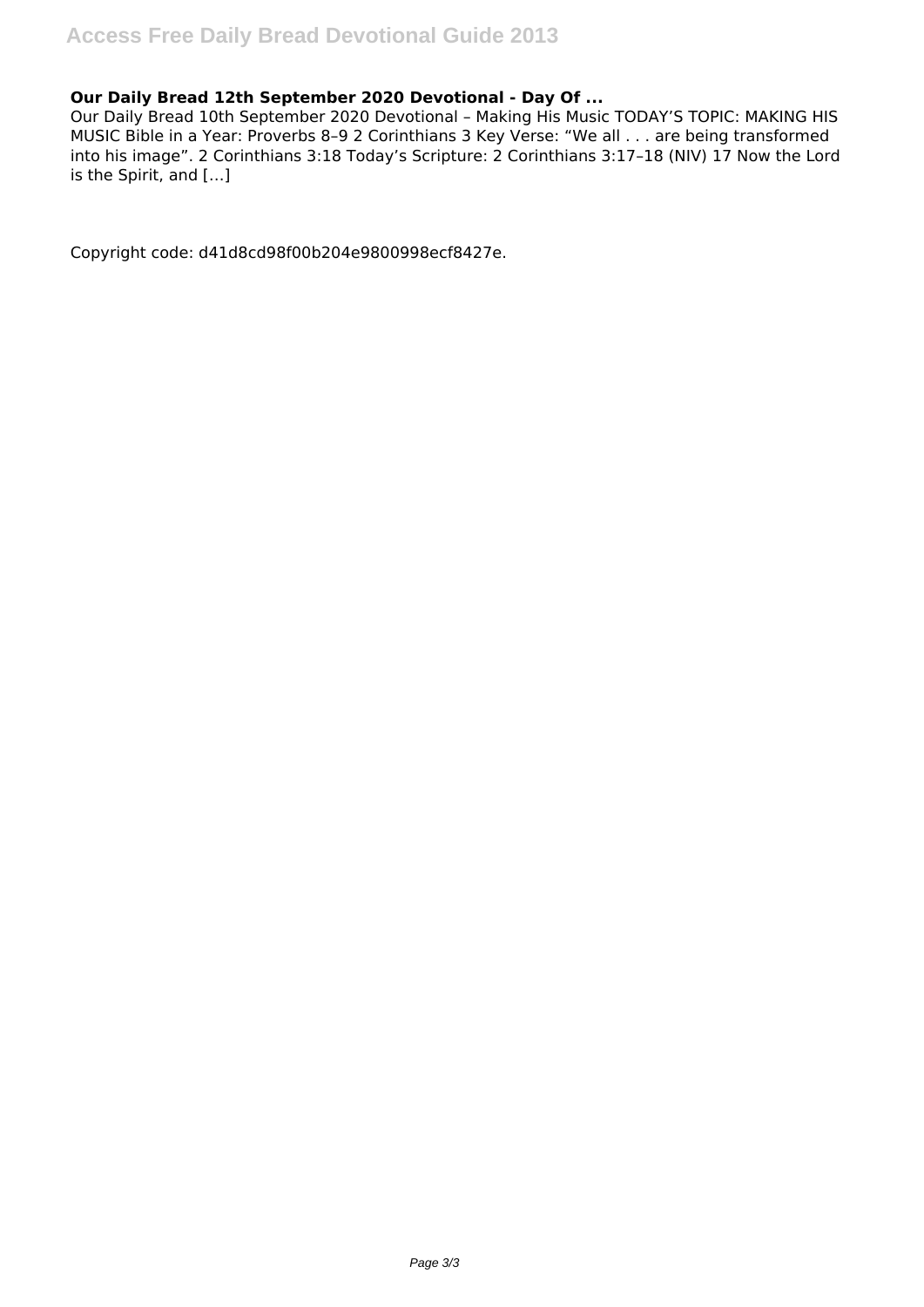**Our Daily Bread 12th September 2020 Devotional - Day Of ...**

Our Daily Bread 10th September 2020 Devotional – Making His Music TODAY'S TOPIC: MAKING HIS MUSIC Bible in a Year: Proverbs 8–9 2 Corinthians 3 Key Verse: "We all . . . are being transformed into his image". 2 Corinthians 3:18 Today's Scripture: 2 Corinthians 3:17–18 (NIV) 17 Now the Lord is the Spirit, and […]

Copyright code: d41d8cd98f00b204e9800998ecf8427e.